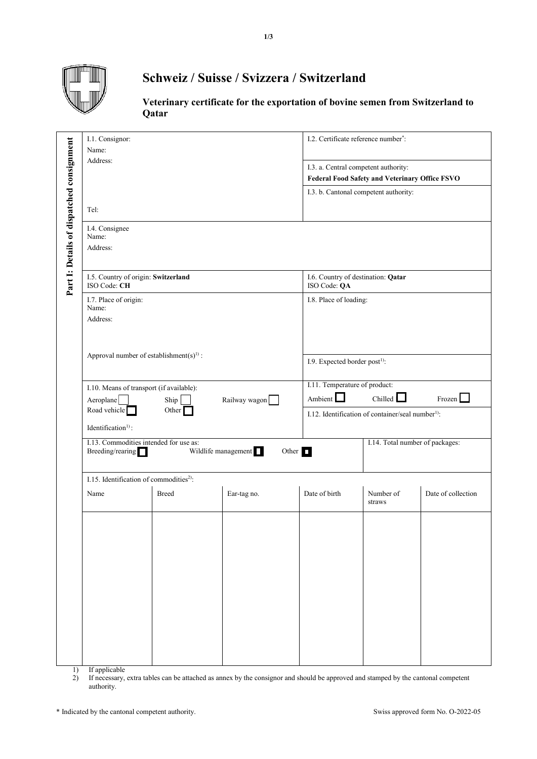# Schweiz / Suisse / Svizzera / Switzerland

## Veterinary certificate for the exportation of bovine semen from Switzerland to Qatar

**Part I: Details of dispatched consignment**

| I.1. Consignor: Name: Address: Tel: | I.2. Certificate reference number*: |
|---|---|
| | I.3. a. Central competent authority: **Federal Food Safety and Veterinary Office FSVO** |
| | I.3. b. Cantonal competent authority: |
| I.4. Consignee Name: Address: | |
| I.5. Country of origin: **Switzerland** ISO Code: **CH** | I.6. Country of destination: **Qatar** ISO Code: **QA** |
| I.7. Place of origin: Name: Address: Approval number of establishment(s)[1] : | I.8. Place of loading: |
| | I.9. Expected border post[1]: |
| I.10. Means of transport (if available): Aeroplane ☐ Ship ☐ Railway wagon ☐ Road vehicle ☐ Other ☐ Identification[1]: | I.11. Temperature of product: Ambient ☐ Chilled ☐ Frozen ☐ |
| | I.12. Identification of container/seal number[1]: |
| I.13. Commodities intended for use as: Breeding/rearing ☐ Wildlife management ☐ Other ☐ | I.14. Total number of packages: |

I.15. Identification of commodities[2]:

| Name | Breed | Ear-tag no. | Date of birth | Number of straws | Date of collection |
|---|---|---|---|---|---|
| | | | | | |

1) If applicable
2) If necessary, extra tables can be attached as annex by the consignor and should be approved and stamped by the cantonal competent authority.

* Indicated by the cantonal competent authority.

Swiss approved form No. O-2022-05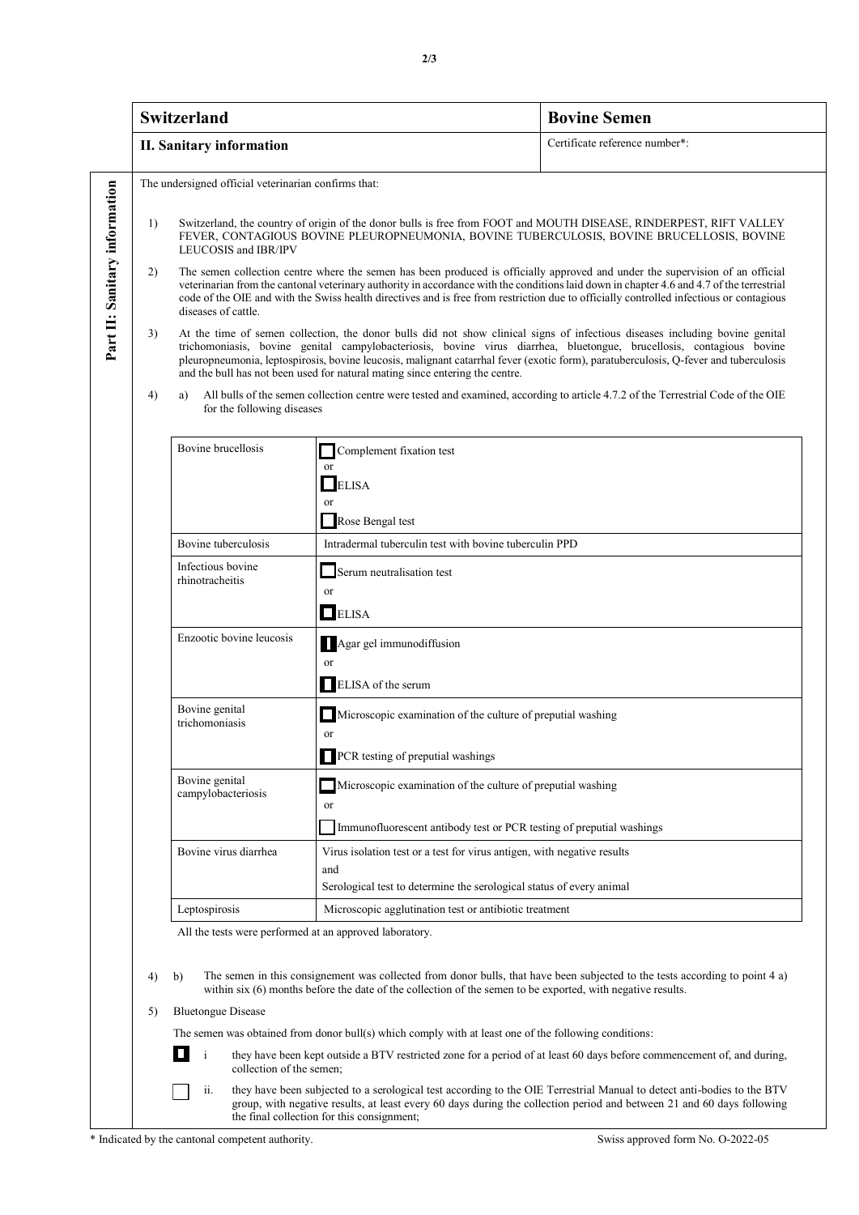| **Switzerland** | **Bovine Semen** |
|---|---|
| **II. Sanitary information** | Certificate reference number*: |

**Part II: Sanitary information**

The undersigned official veterinarian confirms that:

1) Switzerland, the country of origin of the donor bulls is free from FOOT and MOUTH DISEASE, RINDERPEST, RIFT VALLEY FEVER, CONTAGIOUS BOVINE PLEUROPNEUMONIA, BOVINE TUBERCULOSIS, BOVINE BRUCELLOSIS, BOVINE LEUCOSIS and IBR/IPV

2) The semen collection centre where the semen has been produced is officially approved and under the supervision of an official veterinarian from the cantonal veterinary authority in accordance with the conditions laid down in chapter 4.6 and 4.7 of the terrestrial code of the OIE and with the Swiss health directives and is free from restriction due to officially controlled infectious or contagious diseases of cattle.

3) At the time of semen collection, the donor bulls did not show clinical signs of infectious diseases including bovine genital trichomoniasis, bovine genital campylobacteriosis, bovine virus diarrhea, bluetongue, brucellosis, contagious bovine pleuropneumonia, leptospirosis, bovine leucosis, malignant catarrhal fever (exotic form), paratuberculosis, Q-fever and tuberculosis and the bull has not been used for natural mating since entering the centre.

4) a) All bulls of the semen collection centre were tested and examined, according to article 4.7.2 of the Terrestrial Code of the OIE for the following diseases

| | |
|---|---|
| Bovine brucellosis | ☐ Complement fixation test<br>or<br>☐ ELISA<br>or<br>☐ Rose Bengal test |
| Bovine tuberculosis | Intradermal tuberculin test with bovine tuberculin PPD |
| Infectious bovine rhinotracheitis | ☐ Serum neutralisation test<br>or<br>☐ ELISA |
| Enzootic bovine leucosis | ☐ Agar gel immunodiffusion<br>or<br>☐ ELISA of the serum |
| Bovine genital trichomoniasis | ☐ Microscopic examination of the culture of preputial washing<br>or<br>☐ PCR testing of preputial washings |
| Bovine genital campylobacteriosis | ☐ Microscopic examination of the culture of preputial washing<br>or<br>☐ Immunofluorescent antibody test or PCR testing of preputial washings |
| Bovine virus diarrhea | Virus isolation test or a test for virus antigen, with negative results<br>and<br>Serological test to determine the serological status of every animal |
| Leptospirosis | Microscopic agglutination test or antibiotic treatment |

All the tests were performed at an approved laboratory.

4) b) The semen in this consignement was collected from donor bulls, that have been subjected to the tests according to point 4 a) within six (6) months before the date of the collection of the semen to be exported, with negative results.

5) Bluetongue Disease

The semen was obtained from donor bull(s) which comply with at least one of the following conditions:

☐ i they have been kept outside a BTV restricted zone for a period of at least 60 days before commencement of, and during, collection of the semen;

☐ ii. they have been subjected to a serological test according to the OIE Terrestrial Manual to detect anti-bodies to the BTV group, with negative results, at least every 60 days during the collection period and between 21 and 60 days following the final collection for this consignment;

\* Indicated by the cantonal competent authority.

Swiss approved form No. O-2022-05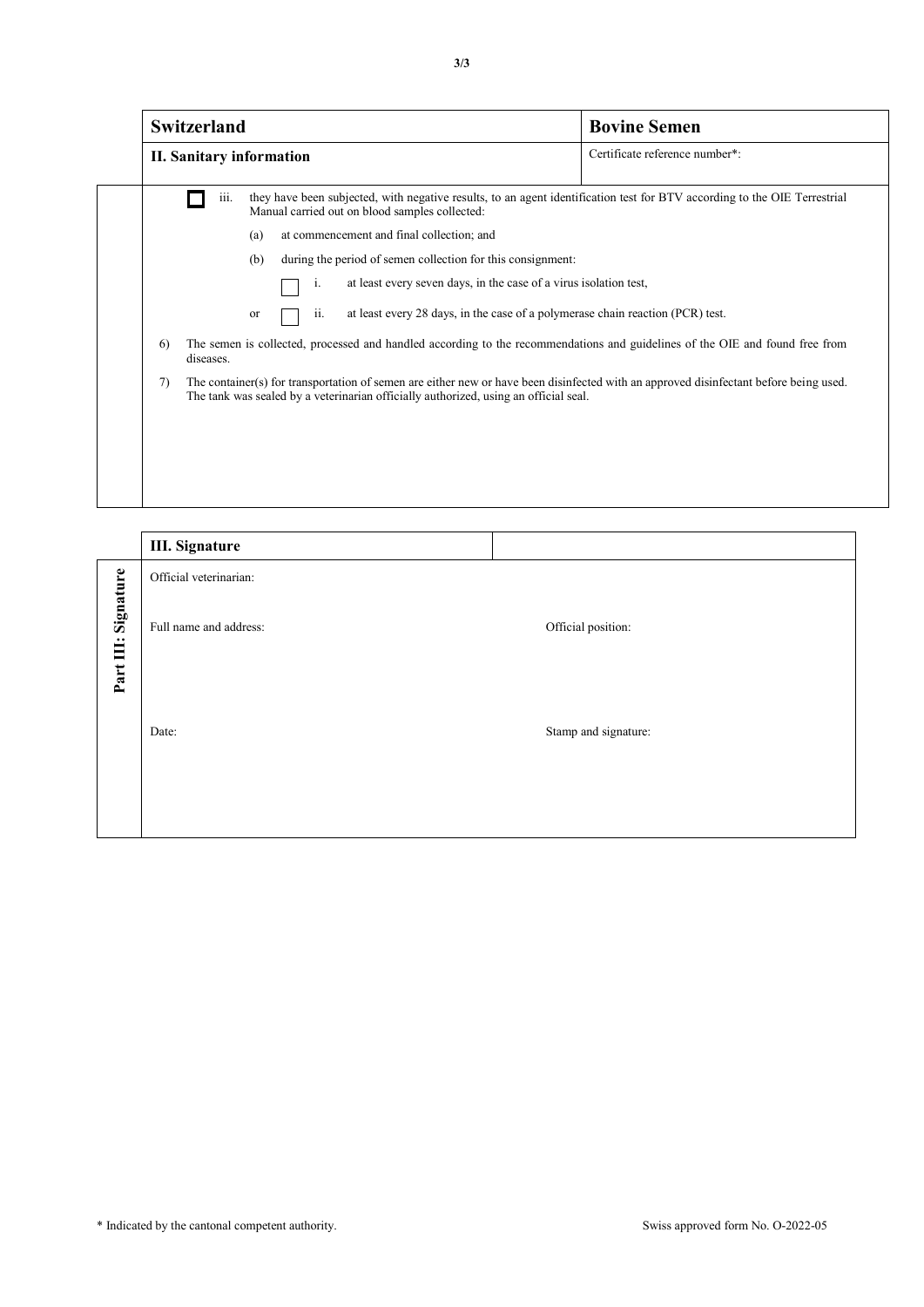| **Switzerland** | **Bovine Semen** |
|---|---|
| **II. Sanitary information** | Certificate reference number*: |

☐ iii. they have been subjected, with negative results, to an agent identification test for BTV according to the OIE Terrestrial Manual carried out on blood samples collected:

(a) at commencement and final collection; and

(b) during the period of semen collection for this consignment:

☐ i. at least every seven days, in the case of a virus isolation test,

or ☐ ii. at least every 28 days, in the case of a polymerase chain reaction (PCR) test.

6) The semen is collected, processed and handled according to the recommendations and guidelines of the OIE and found free from diseases.

7) The container(s) for transportation of semen are either new or have been disinfected with an approved disinfectant before being used. The tank was sealed by a veterinarian officially authorized, using an official seal.

**Part III: Signature**

| **III. Signature** | |
|---|---|
| Official veterinarian: | |
| Full name and address: | Official position: |
| Date: | Stamp and signature: |

\* Indicated by the cantonal competent authority.

Swiss approved form No. O-2022-05